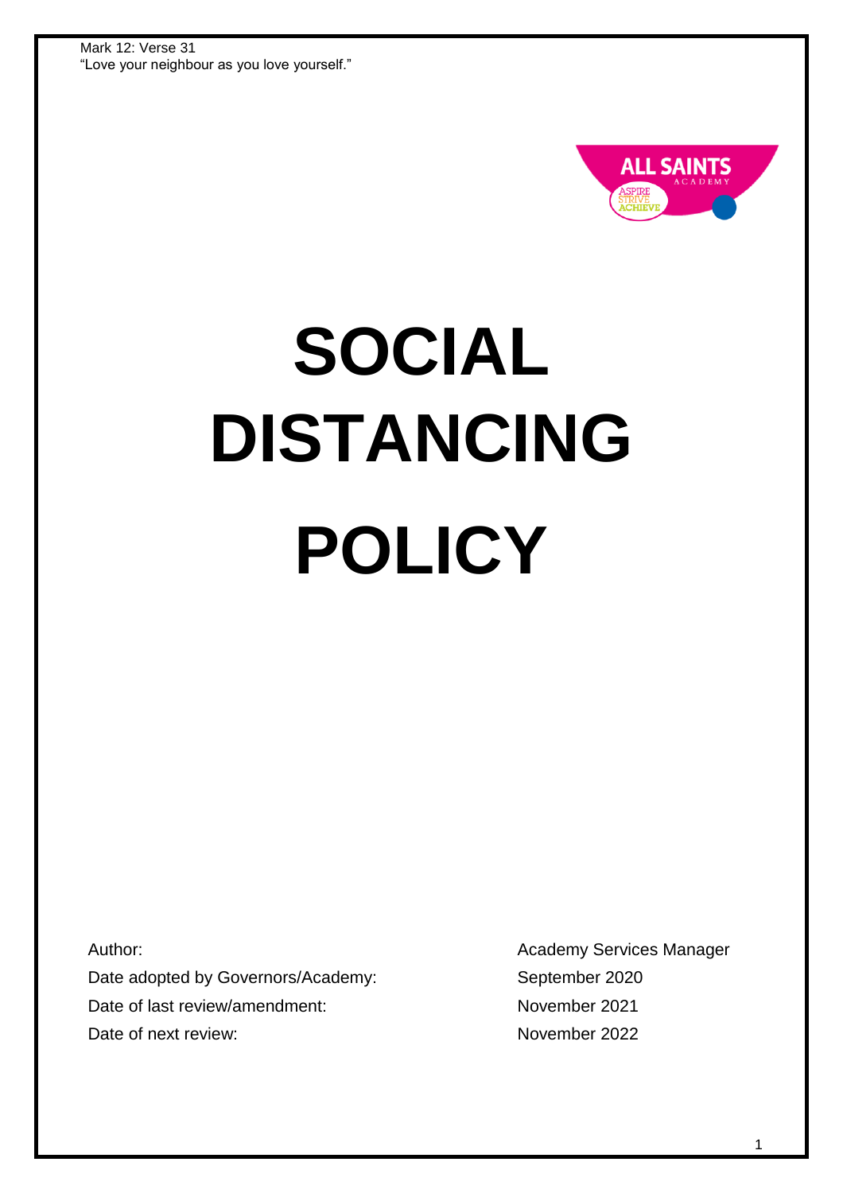Mark 12: Verse 31
"Love your neighbour as you love yourself."

# SOCIAL DISTANCING POLICY

| | |
|---|---|
| Author: | Academy Services Manager |
| Date adopted by Governors/Academy: | September 2020 |
| Date of last review/amendment: | November 2021 |
| Date of next review: | November 2022 |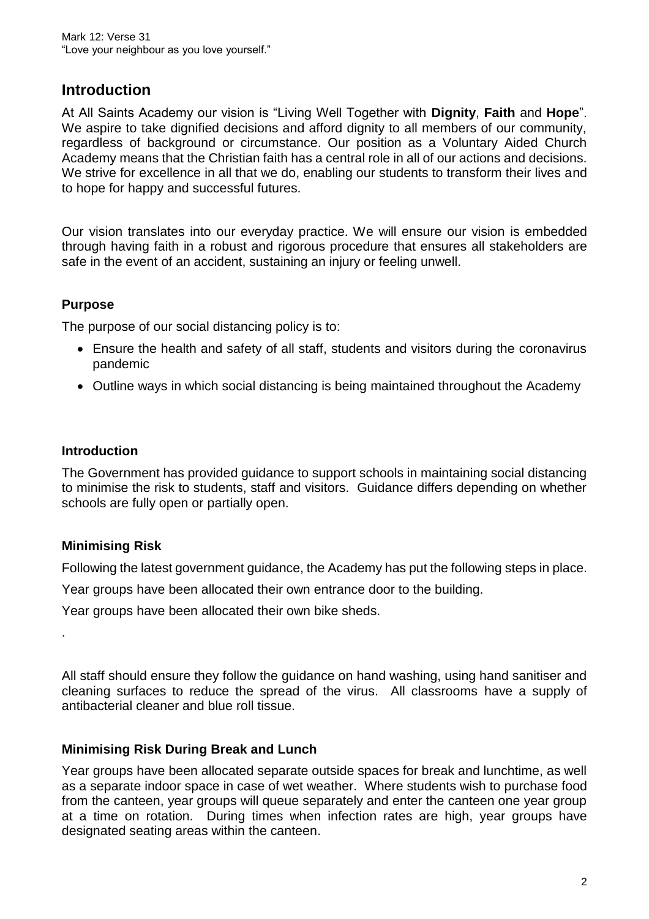Mark 12: Verse 31
"Love your neighbour as you love yourself."

## Introduction

At All Saints Academy our vision is "Living Well Together with **Dignity**, **Faith** and **Hope**". We aspire to take dignified decisions and afford dignity to all members of our community, regardless of background or circumstance. Our position as a Voluntary Aided Church Academy means that the Christian faith has a central role in all of our actions and decisions. We strive for excellence in all that we do, enabling our students to transform their lives and to hope for happy and successful futures.

Our vision translates into our everyday practice. We will ensure our vision is embedded through having faith in a robust and rigorous procedure that ensures all stakeholders are safe in the event of an accident, sustaining an injury or feeling unwell.

### Purpose

The purpose of our social distancing policy is to:

- Ensure the health and safety of all staff, students and visitors during the coronavirus pandemic
- Outline ways in which social distancing is being maintained throughout the Academy

### Introduction

The Government has provided guidance to support schools in maintaining social distancing to minimise the risk to students, staff and visitors. Guidance differs depending on whether schools are fully open or partially open.

### Minimising Risk

Following the latest government guidance, the Academy has put the following steps in place.

Year groups have been allocated their own entrance door to the building.

Year groups have been allocated their own bike sheds.

.

All staff should ensure they follow the guidance on hand washing, using hand sanitiser and cleaning surfaces to reduce the spread of the virus. All classrooms have a supply of antibacterial cleaner and blue roll tissue.

### Minimising Risk During Break and Lunch

Year groups have been allocated separate outside spaces for break and lunchtime, as well as a separate indoor space in case of wet weather. Where students wish to purchase food from the canteen, year groups will queue separately and enter the canteen one year group at a time on rotation. During times when infection rates are high, year groups have designated seating areas within the canteen.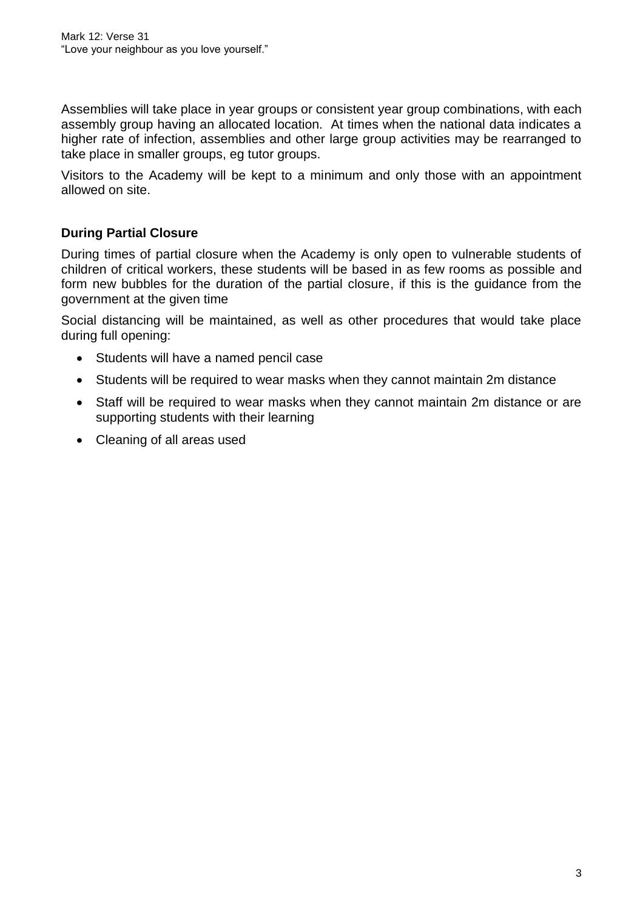Assemblies will take place in year groups or consistent year group combinations, with each assembly group having an allocated location. At times when the national data indicates a higher rate of infection, assemblies and other large group activities may be rearranged to take place in smaller groups, eg tutor groups.

Visitors to the Academy will be kept to a minimum and only those with an appointment allowed on site.

### During Partial Closure

During times of partial closure when the Academy is only open to vulnerable students of children of critical workers, these students will be based in as few rooms as possible and form new bubbles for the duration of the partial closure, if this is the guidance from the government at the given time

Social distancing will be maintained, as well as other procedures that would take place during full opening:

- Students will have a named pencil case
- Students will be required to wear masks when they cannot maintain 2m distance
- Staff will be required to wear masks when they cannot maintain 2m distance or are supporting students with their learning
- Cleaning of all areas used